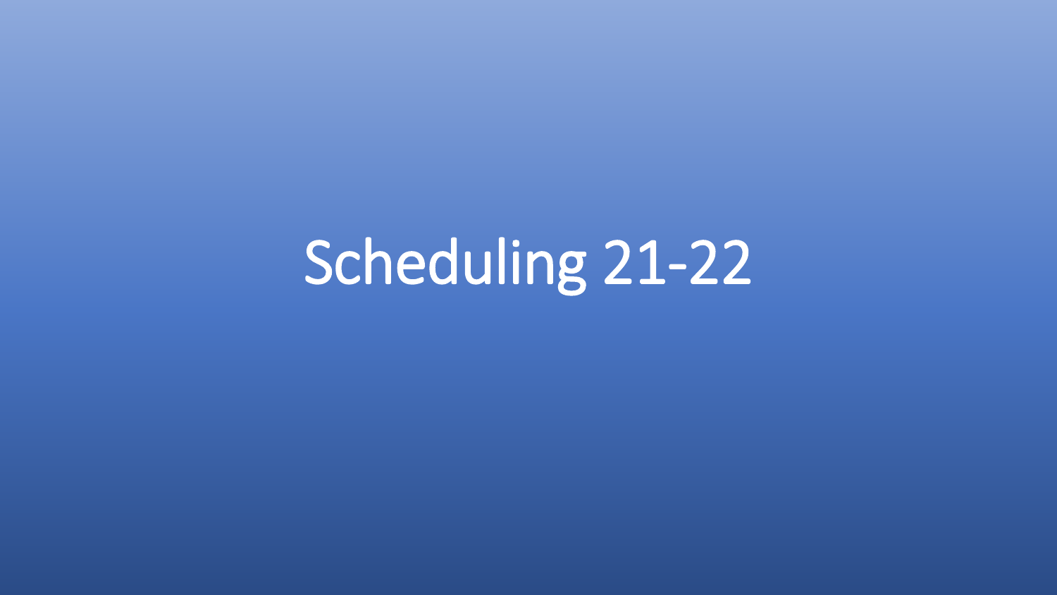# Scheduling 21-22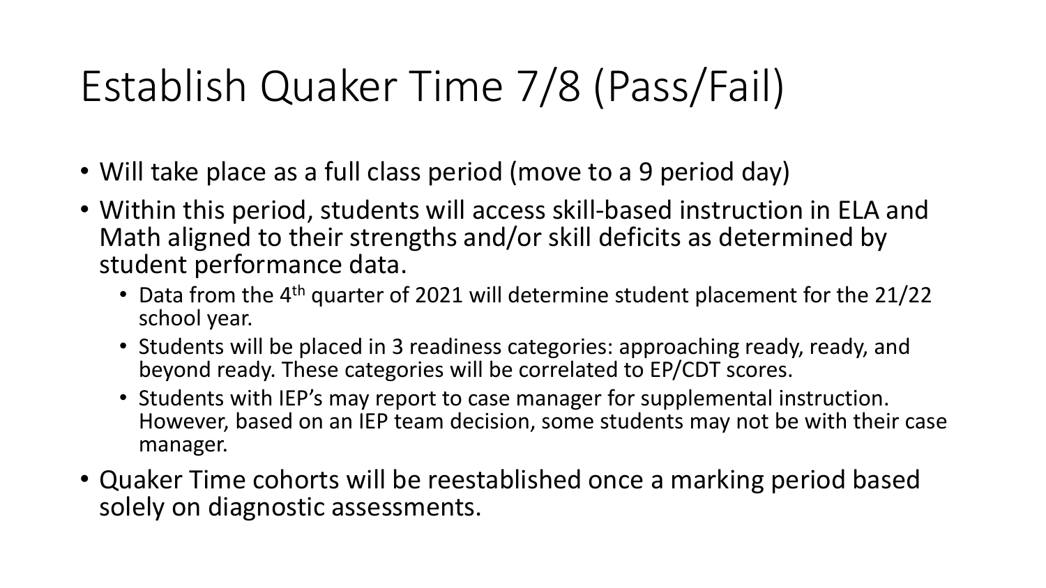# Establish Quaker Time 7/8 (Pass/Fail)

- Will take place as a full class period (move to a 9 period day)
- Within this period, students will access skill-based instruction in ELA and Math aligned to their strengths and/or skill deficits as determined by student performance data.
  - Data from the 4th quarter of 2021 will determine student placement for the 21/22 school year.
  - Students will be placed in 3 readiness categories: approaching ready, ready, and beyond ready. These categories will be correlated to EP/CDT scores.
  - Students with IEP's may report to case manager for supplemental instruction. However, based on an IEP team decision, some students may not be with their case manager.
- Quaker Time cohorts will be reestablished once a marking period based solely on diagnostic assessments.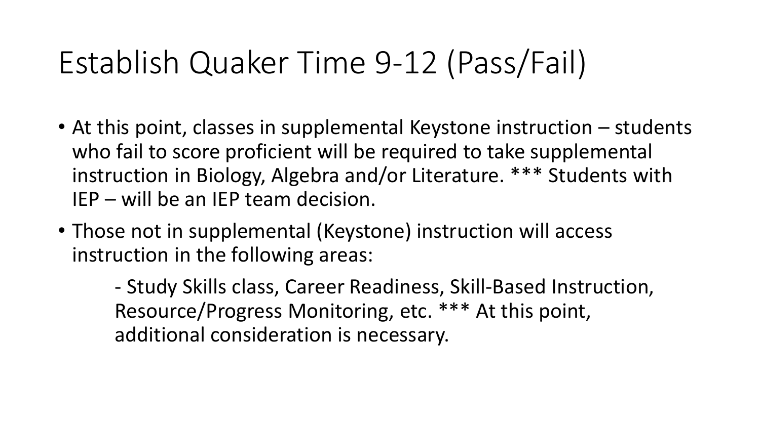# Establish Quaker Time 9-12 (Pass/Fail)

- At this point, classes in supplemental Keystone instruction – students who fail to score proficient will be required to take supplemental instruction in Biology, Algebra and/or Literature. *** Students with IEP – will be an IEP team decision.
- Those not in supplemental (Keystone) instruction will access instruction in the following areas:

  - Study Skills class, Career Readiness, Skill-Based Instruction, Resource/Progress Monitoring, etc. *** At this point, additional consideration is necessary.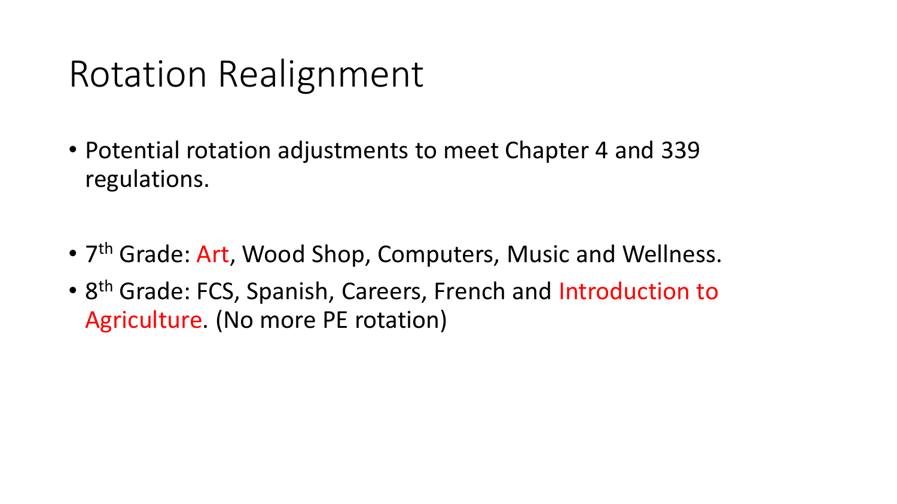# Rotation Realignment

- Potential rotation adjustments to meet Chapter 4 and 339 regulations.

- 7th Grade: Art, Wood Shop, Computers, Music and Wellness.
- 8th Grade: FCS, Spanish, Careers, French and Introduction to Agriculture. (No more PE rotation)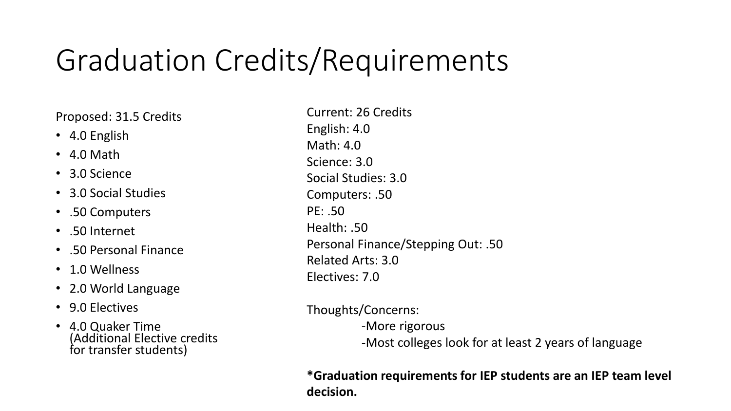# Graduation Credits/Requirements

Proposed: 31.5 Credits

- 4.0 English
- 4.0 Math
- 3.0 Science
- 3.0 Social Studies
- .50 Computers
- .50 Internet
- .50 Personal Finance
- 1.0 Wellness
- 2.0 World Language
- 9.0 Electives
- 4.0 Quaker Time (Additional Elective credits for transfer students)

Current: 26 Credits
English: 4.0
Math: 4.0
Science: 3.0
Social Studies: 3.0
Computers: .50
PE: .50
Health: .50
Personal Finance/Stepping Out: .50
Related Arts: 3.0
Electives: 7.0

Thoughts/Concerns:
- More rigorous
- Most colleges look for at least 2 years of language

**\*Graduation requirements for IEP students are an IEP team level decision.**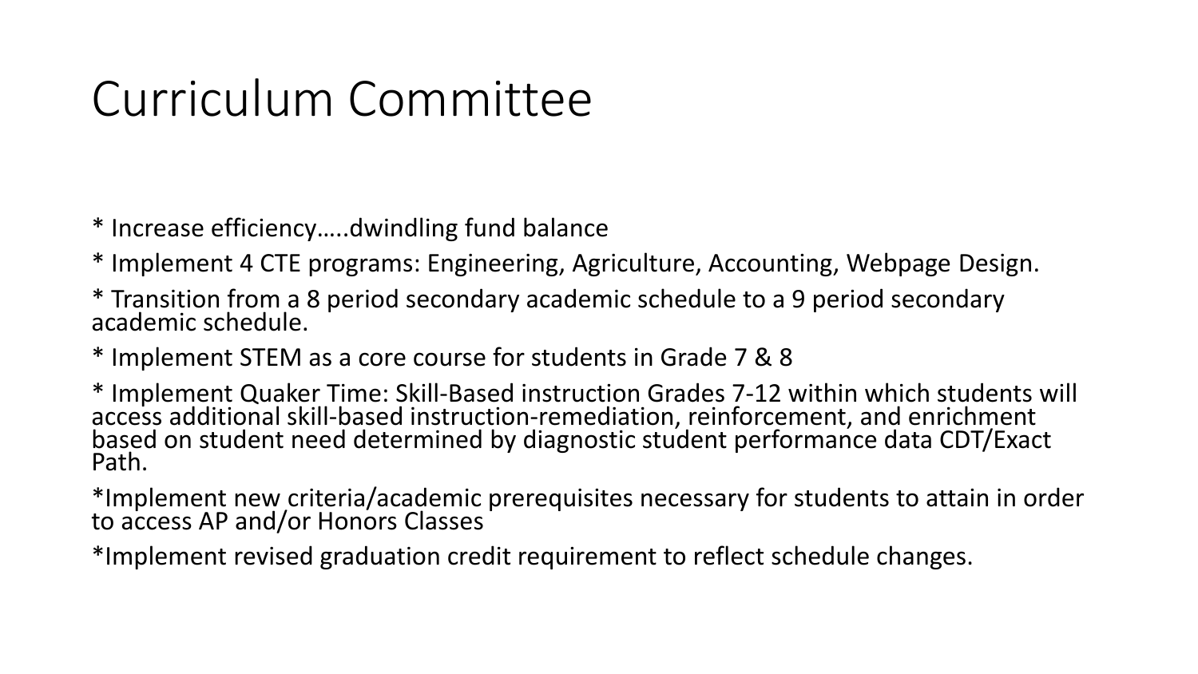# Curriculum Committee

* Increase efficiency…..dwindling fund balance

* Implement 4 CTE programs: Engineering, Agriculture, Accounting, Webpage Design.

* Transition from a 8 period secondary academic schedule to a 9 period secondary academic schedule.

* Implement STEM as a core course for students in Grade 7 & 8

* Implement Quaker Time: Skill-Based instruction Grades 7-12 within which students will access additional skill-based instruction-remediation, reinforcement, and enrichment based on student need determined by diagnostic student performance data CDT/Exact Path.

*Implement new criteria/academic prerequisites necessary for students to attain in order to access AP and/or Honors Classes

*Implement revised graduation credit requirement to reflect schedule changes.